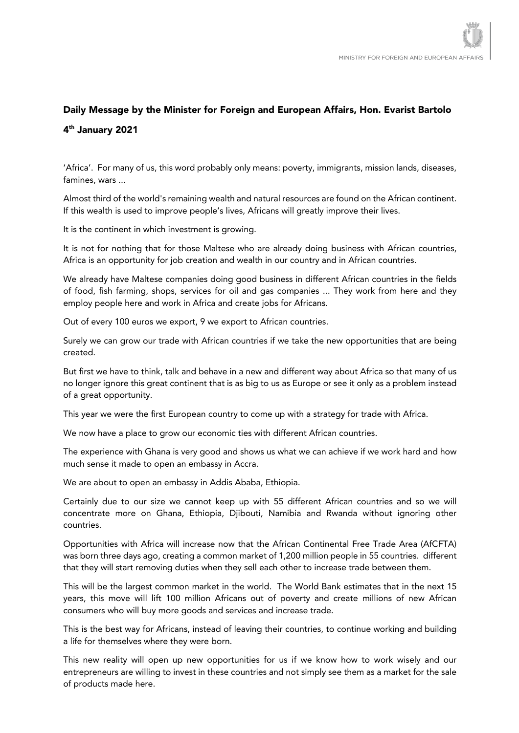## Daily Message by the Minister for Foreign and European Affairs, Hon. Evarist Bartolo

## 4th January 2021

'Africa'. For many of us, this word probably only means: poverty, immigrants, mission lands, diseases, famines, wars ...

Almost third of the world's remaining wealth and natural resources are found on the African continent. If this wealth is used to improve people's lives, Africans will greatly improve their lives.

It is the continent in which investment is growing.

It is not for nothing that for those Maltese who are already doing business with African countries, Africa is an opportunity for job creation and wealth in our country and in African countries.

We already have Maltese companies doing good business in different African countries in the fields of food, fish farming, shops, services for oil and gas companies ... They work from here and they employ people here and work in Africa and create jobs for Africans.

Out of every 100 euros we export, 9 we export to African countries.

Surely we can grow our trade with African countries if we take the new opportunities that are being created.

But first we have to think, talk and behave in a new and different way about Africa so that many of us no longer ignore this great continent that is as big to us as Europe or see it only as a problem instead of a great opportunity.

This year we were the first European country to come up with a strategy for trade with Africa.

We now have a place to grow our economic ties with different African countries.

The experience with Ghana is very good and shows us what we can achieve if we work hard and how much sense it made to open an embassy in Accra.

We are about to open an embassy in Addis Ababa, Ethiopia.

Certainly due to our size we cannot keep up with 55 different African countries and so we will concentrate more on Ghana, Ethiopia, Djibouti, Namibia and Rwanda without ignoring other countries.

Opportunities with Africa will increase now that the African Continental Free Trade Area (AfCFTA) was born three days ago, creating a common market of 1,200 million people in 55 countries. different that they will start removing duties when they sell each other to increase trade between them.

This will be the largest common market in the world. The World Bank estimates that in the next 15 years, this move will lift 100 million Africans out of poverty and create millions of new African consumers who will buy more goods and services and increase trade.

This is the best way for Africans, instead of leaving their countries, to continue working and building a life for themselves where they were born.

This new reality will open up new opportunities for us if we know how to work wisely and our entrepreneurs are willing to invest in these countries and not simply see them as a market for the sale of products made here.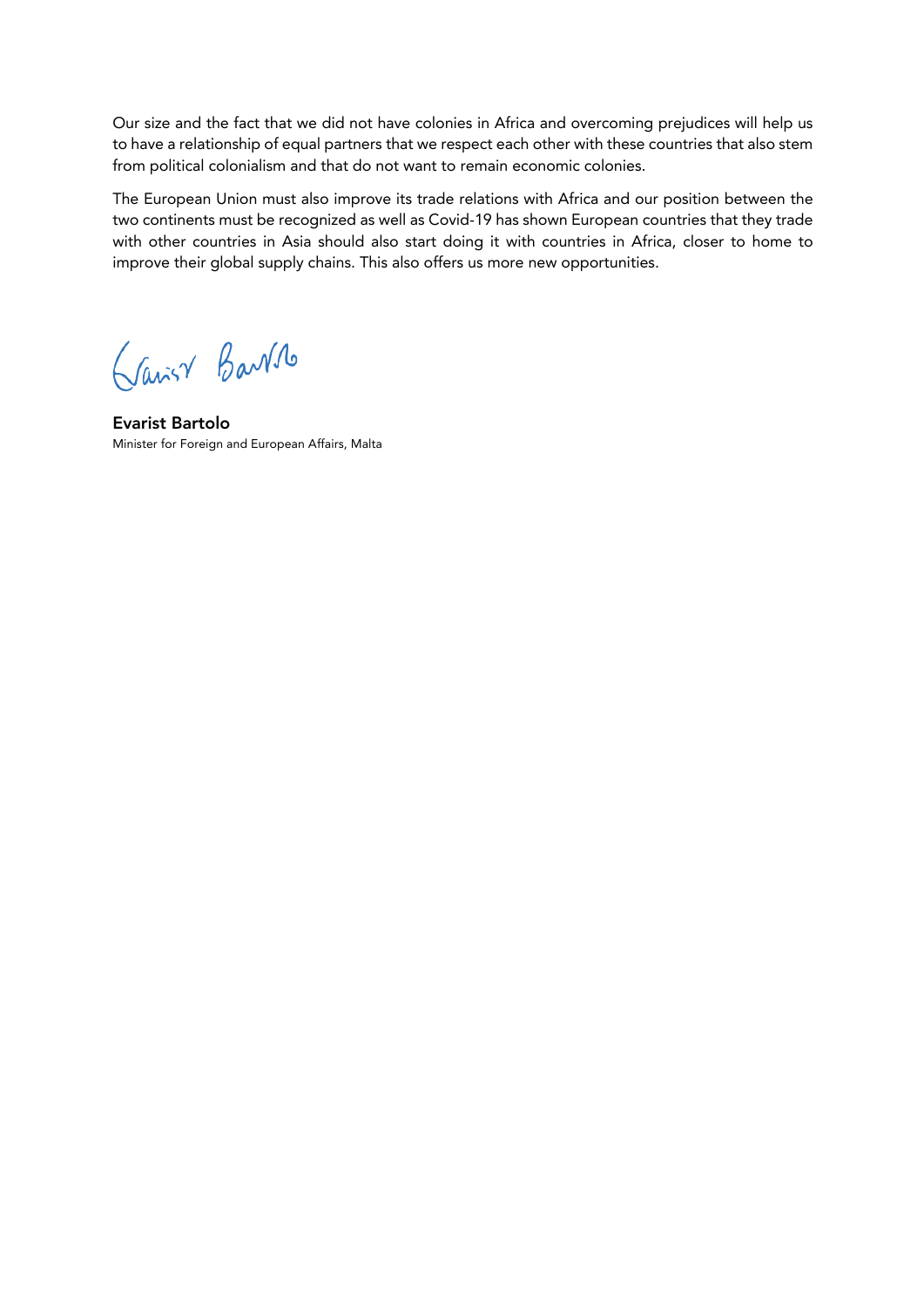Our size and the fact that we did not have colonies in Africa and overcoming prejudices will help us to have a relationship of equal partners that we respect each other with these countries that also stem from political colonialism and that do not want to remain economic colonies.

The European Union must also improve its trade relations with Africa and our position between the two continents must be recognized as well as Covid-19 has shown European countries that they trade with other countries in Asia should also start doing it with countries in Africa, closer to home to improve their global supply chains. This also offers us more new opportunities.

**Evarist Bartolo**
Minister for Foreign and European Affairs, Malta